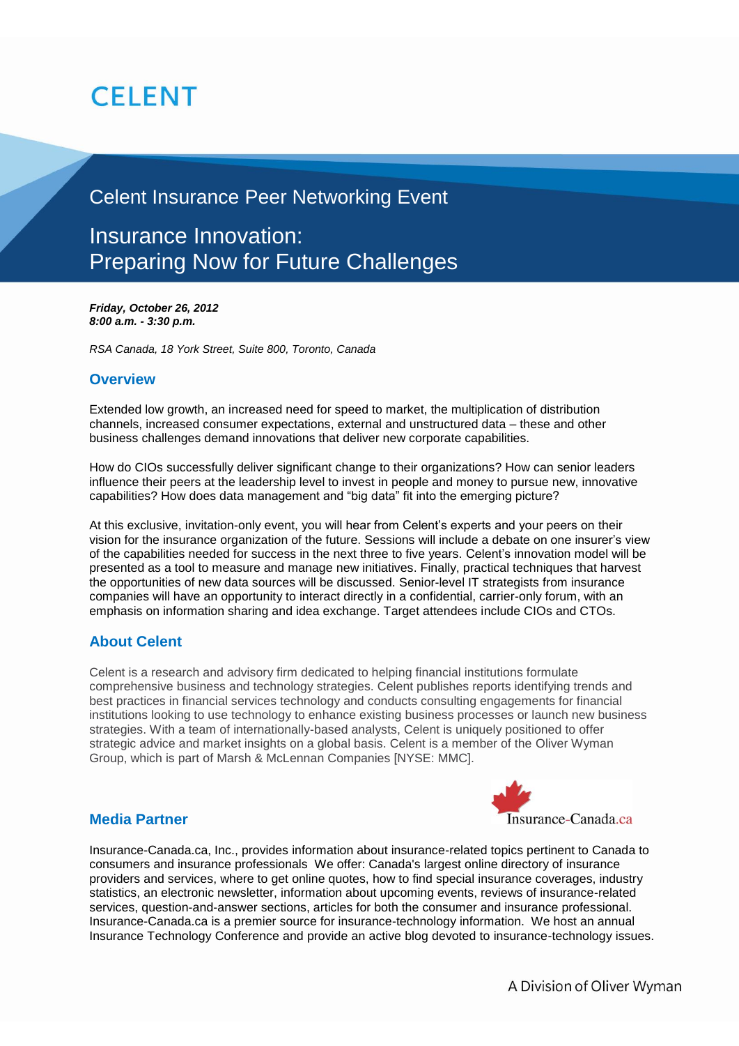CELENT

# Celent Insurance Peer Networking Event

## Insurance Innovation: Preparing Now for Future Challenges

***Friday, October 26, 2012***
***8:00 a.m. - 3:30 p.m.***

*RSA Canada, 18 York Street, Suite 800, Toronto, Canada*

## Overview

Extended low growth, an increased need for speed to market, the multiplication of distribution channels, increased consumer expectations, external and unstructured data – these and other business challenges demand innovations that deliver new corporate capabilities.

How do CIOs successfully deliver significant change to their organizations? How can senior leaders influence their peers at the leadership level to invest in people and money to pursue new, innovative capabilities? How does data management and "big data" fit into the emerging picture?

At this exclusive, invitation-only event, you will hear from Celent's experts and your peers on their vision for the insurance organization of the future. Sessions will include a debate on one insurer's view of the capabilities needed for success in the next three to five years. Celent's innovation model will be presented as a tool to measure and manage new initiatives. Finally, practical techniques that harvest the opportunities of new data sources will be discussed. Senior-level IT strategists from insurance companies will have an opportunity to interact directly in a confidential, carrier-only forum, with an emphasis on information sharing and idea exchange. Target attendees include CIOs and CTOs.

## About Celent

Celent is a research and advisory firm dedicated to helping financial institutions formulate comprehensive business and technology strategies. Celent publishes reports identifying trends and best practices in financial services technology and conducts consulting engagements for financial institutions looking to use technology to enhance existing business processes or launch new business strategies. With a team of internationally-based analysts, Celent is uniquely positioned to offer strategic advice and market insights on a global basis. Celent is a member of the Oliver Wyman Group, which is part of Marsh & McLennan Companies [NYSE: MMC].

## Media Partner

Insurance-Canada.ca

Insurance-Canada.ca, Inc., provides information about insurance-related topics pertinent to Canada to consumers and insurance professionals We offer: Canada's largest online directory of insurance providers and services, where to get online quotes, how to find special insurance coverages, industry statistics, an electronic newsletter, information about upcoming events, reviews of insurance-related services, question-and-answer sections, articles for both the consumer and insurance professional. Insurance-Canada.ca is a premier source for insurance-technology information. We host an annual Insurance Technology Conference and provide an active blog devoted to insurance-technology issues.

A Division of Oliver Wyman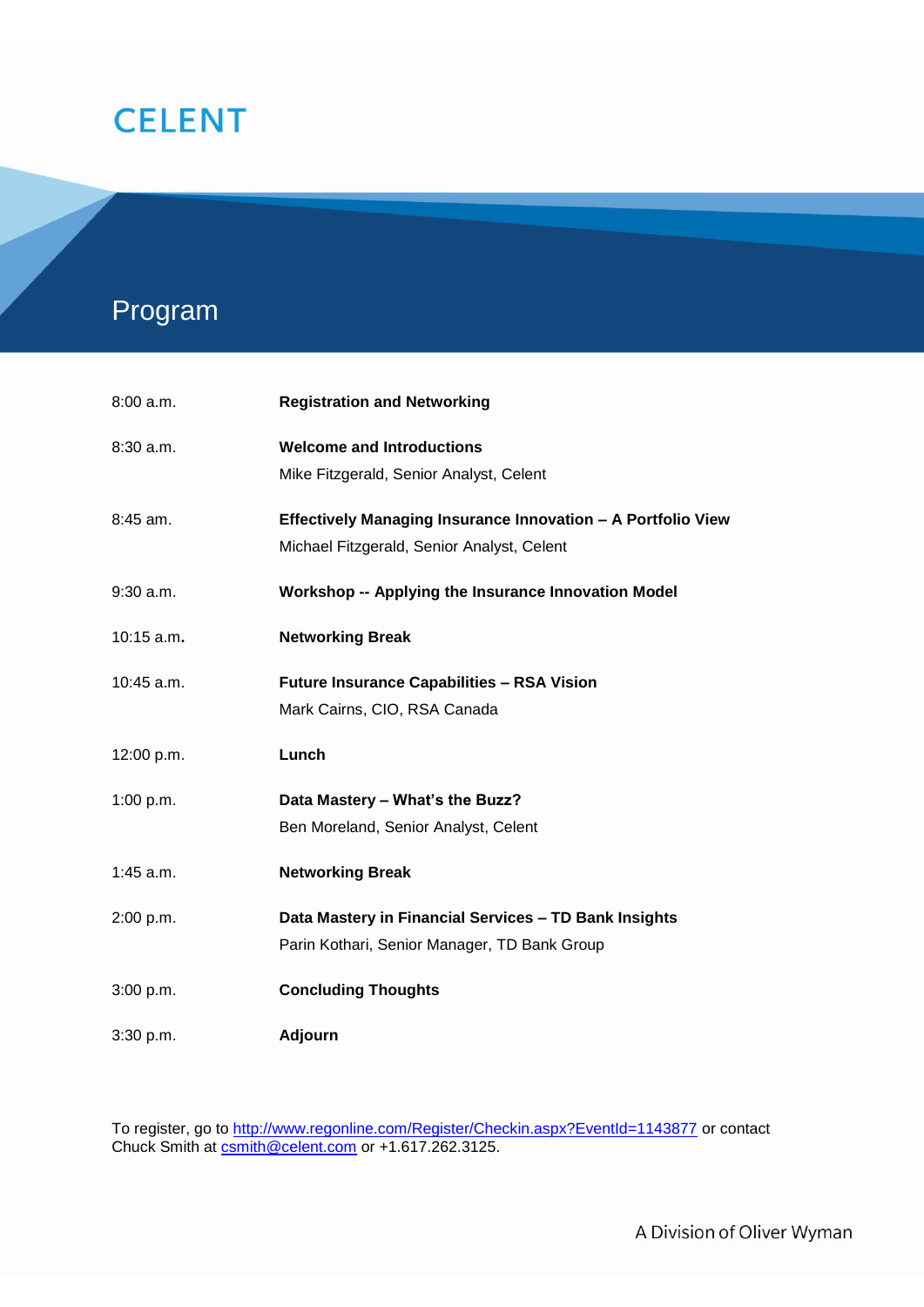CELENT

# Program

| | |
|---|---|
| 8:00 a.m. | **Registration and Networking** |
| 8:30 a.m. | **Welcome and Introductions**<br>Mike Fitzgerald, Senior Analyst, Celent |
| 8:45 am. | **Effectively Managing Insurance Innovation – A Portfolio View**<br>Michael Fitzgerald, Senior Analyst, Celent |
| 9:30 a.m. | **Workshop -- Applying the Insurance Innovation Model** |
| 10:15 a.m. | **Networking Break** |
| 10:45 a.m. | **Future Insurance Capabilities – RSA Vision**<br>Mark Cairns, CIO, RSA Canada |
| 12:00 p.m. | **Lunch** |
| 1:00 p.m. | **Data Mastery – What's the Buzz?**<br>Ben Moreland, Senior Analyst, Celent |
| 1:45 a.m. | **Networking Break** |
| 2:00 p.m. | **Data Mastery in Financial Services – TD Bank Insights**<br>Parin Kothari, Senior Manager, TD Bank Group |
| 3:00 p.m. | **Concluding Thoughts** |
| 3:30 p.m. | **Adjourn** |

To register, go to http://www.regonline.com/Register/Checkin.aspx?EventId=1143877 or contact Chuck Smith at csmith@celent.com or +1.617.262.3125.

A Division of Oliver Wyman